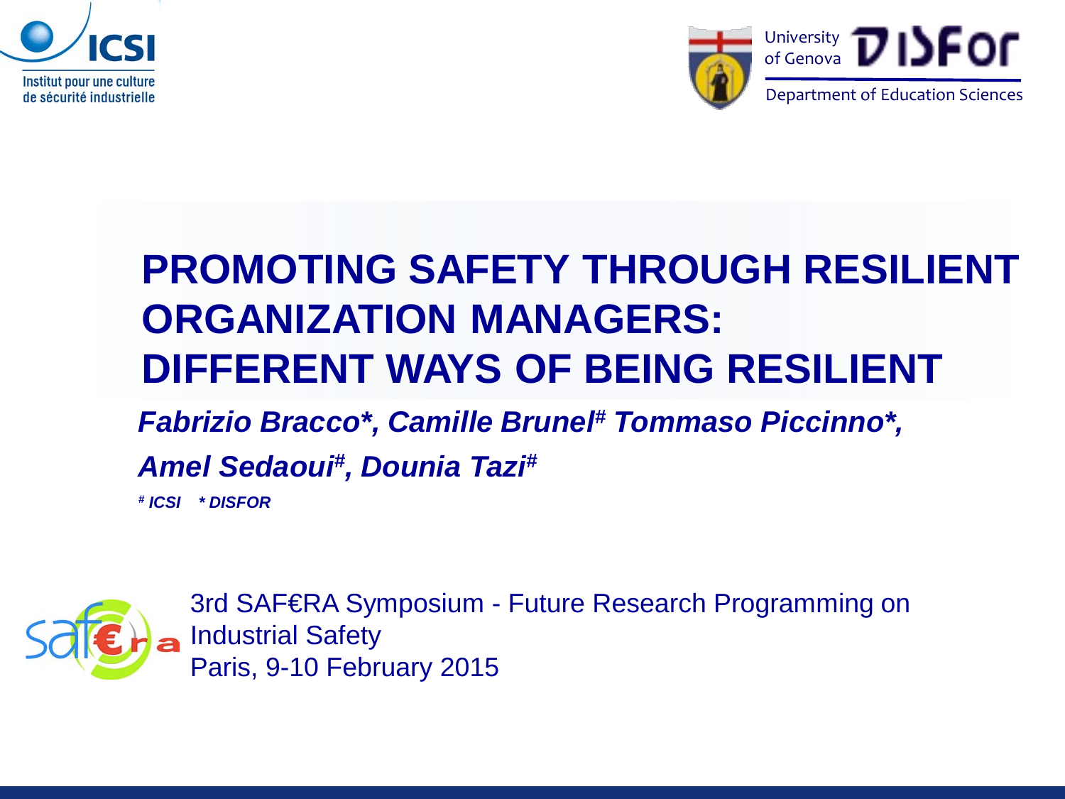ICSI
Institut pour une culture de sécurité industrielle

University of Genova DISFor
Department of Education Sciences

# PROMOTING SAFETY THROUGH RESILIENT ORGANIZATION MANAGERS: DIFFERENT WAYS OF BEING RESILIENT

***Fabrizio Bracco*, Camille Brunel[#] Tommaso Piccinno*,***

***Amel Sedaoui[#], Dounia Tazi[#]***

***[#] ICSI * DISFOR***

3rd SAF€RA Symposium - Future Research Programming on Industrial Safety
Paris, 9-10 February 2015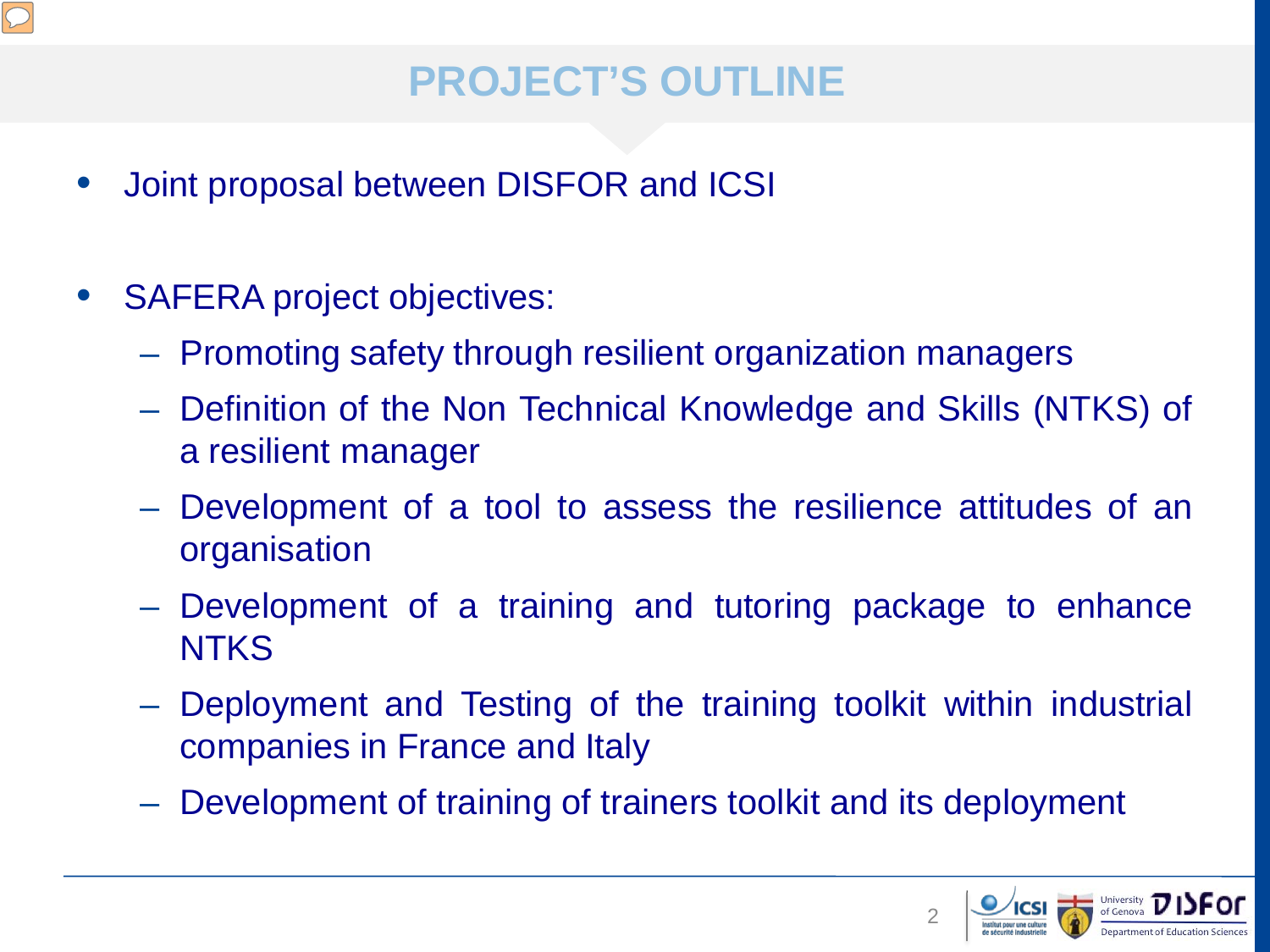# PROJECT'S OUTLINE

- Joint proposal between DISFOR and ICSI

- SAFERA project objectives:
  - Promoting safety through resilient organization managers
  - Definition of the Non Technical Knowledge and Skills (NTKS) of a resilient manager
  - Development of a tool to assess the resilience attitudes of an organisation
  - Development of a training and tutoring package to enhance NTKS
  - Deployment and Testing of the training toolkit within industrial companies in France and Italy
  - Development of training of trainers toolkit and its deployment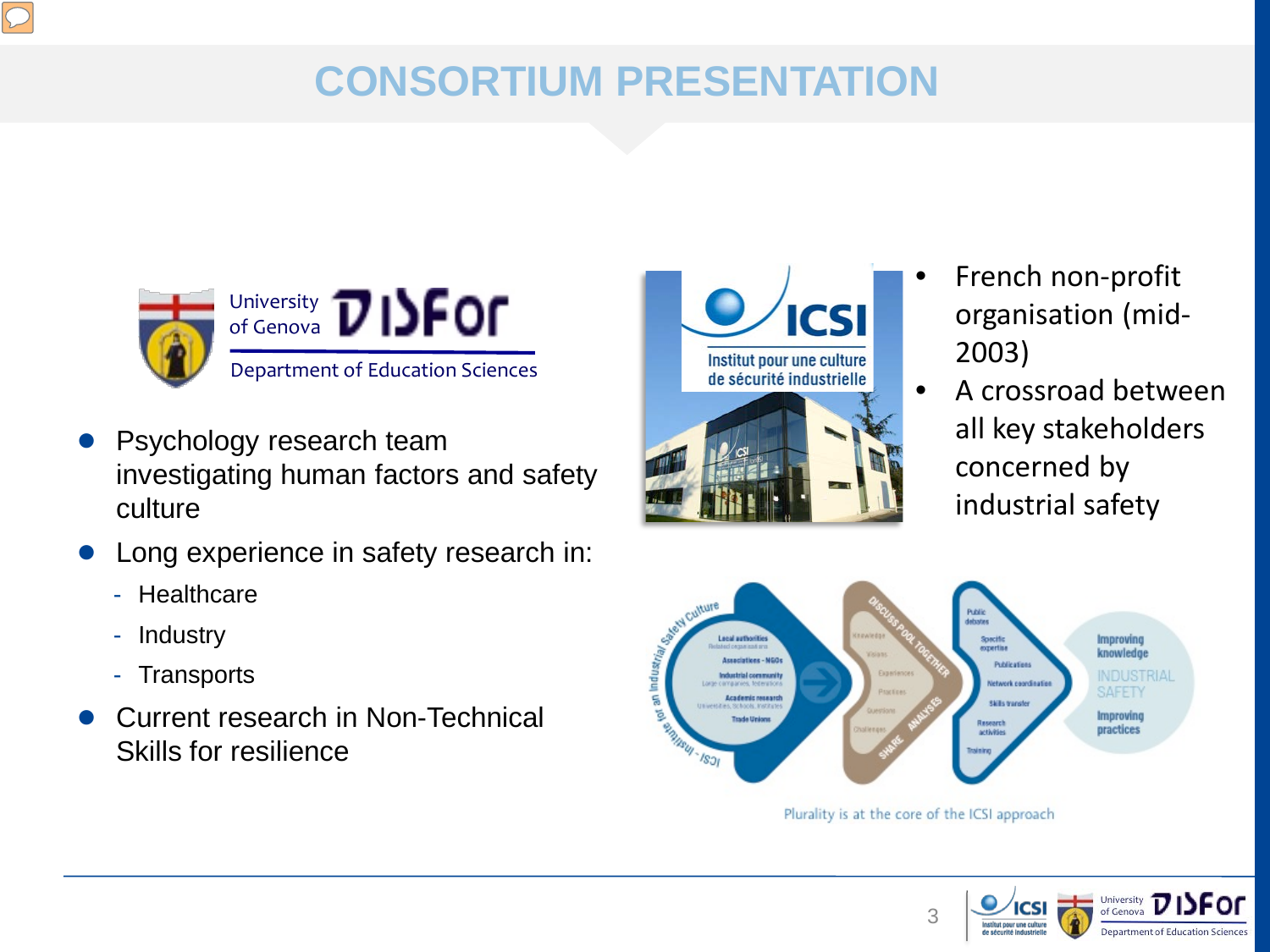# CONSORTIUM PRESENTATION

University of Genova DISFor
Department of Education Sciences

- Psychology research team investigating human factors and safety culture
- Long experience in safety research in:
  - Healthcare
  - Industry
  - Transports
- Current research in Non-Technical Skills for resilience

ICSI – Institut pour une culture de sécurité industrielle

- French non-profit organisation (mid-2003)
- A crossroad between all key stakeholders concerned by industrial safety

Plurality is at the core of the ICSI approach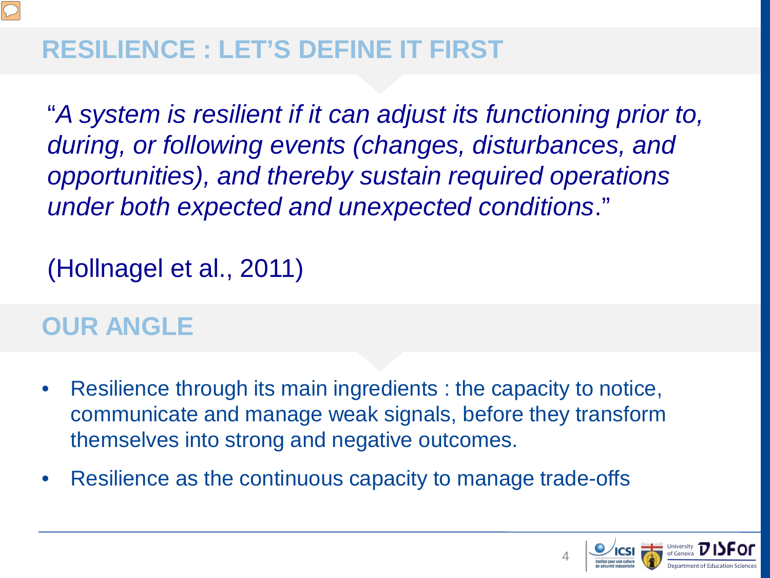## RESILIENCE : LET'S DEFINE IT FIRST

"*A system is resilient if it can adjust its functioning prior to, during, or following events (changes, disturbances, and opportunities), and thereby sustain required operations under both expected and unexpected conditions*."

(Hollnagel et al., 2011)

## OUR ANGLE

- Resilience through its main ingredients : the capacity to notice, communicate and manage weak signals, before they transform themselves into strong and negative outcomes.
- Resilience as the continuous capacity to manage trade-offs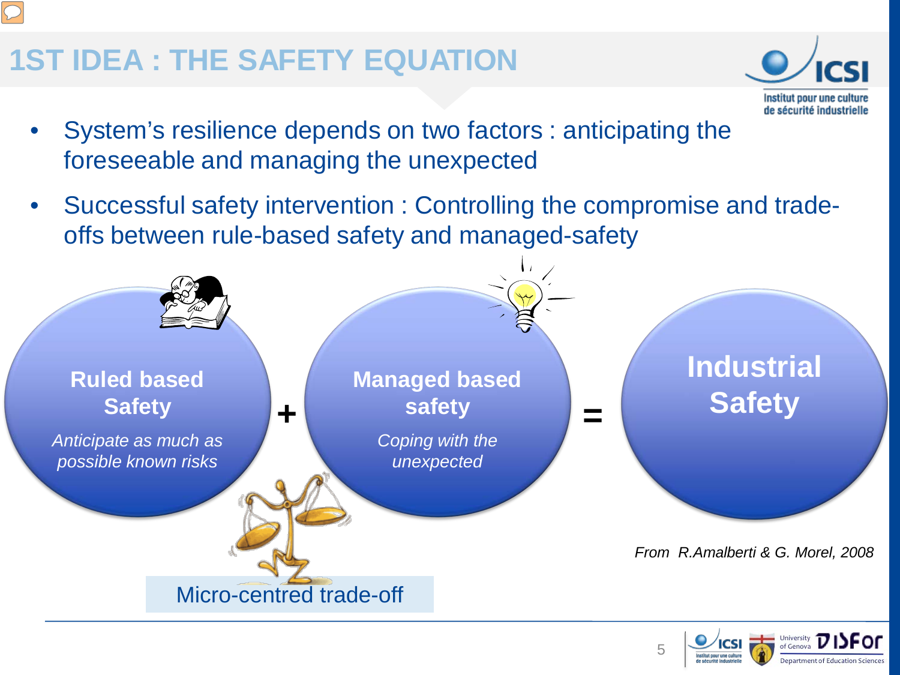# 1ST IDEA : THE SAFETY EQUATION

- System's resilience depends on two factors : anticipating the foreseeable and managing the unexpected
- Successful safety intervention : Controlling the compromise and trade-offs between rule-based safety and managed-safety

**Ruled based Safety**

*Anticipate as much as possible known risks*

**+**

**Managed based safety**

*Coping with the unexpected*

**=**

**Industrial Safety**

Micro-centred trade-off

*From R.Amalberti & G. Morel, 2008*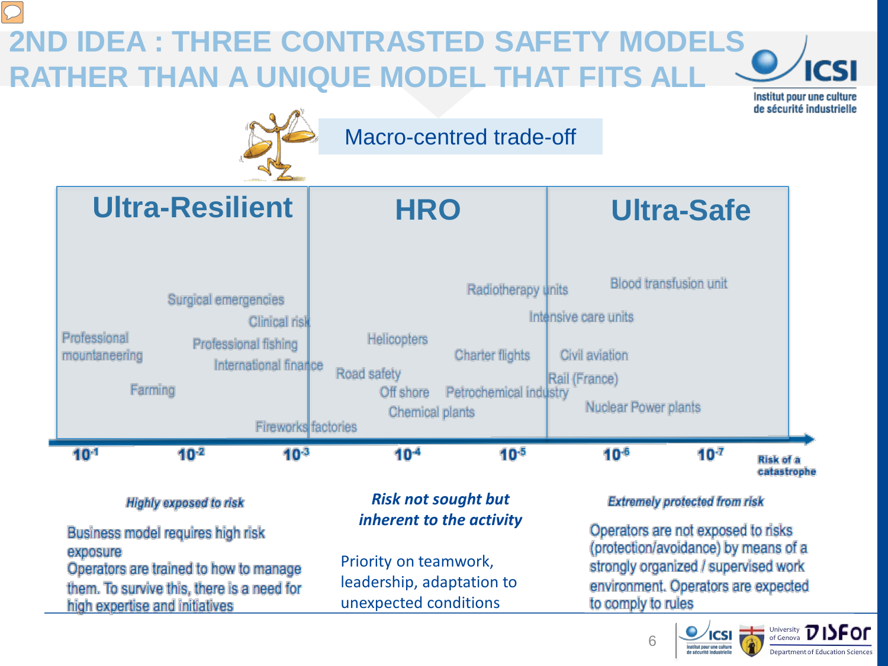# 2ND IDEA : THREE CONTRASTED SAFETY MODELS RATHER THAN A UNIQUE MODEL THAT FITS ALL

**Macro-centred trade-off**

| Ultra-Resilient | HRO | Ultra-Safe |
|---|---|---|
| Professional mountaineering, Farming, Surgical emergencies, Clinical risk, Professional fishing, International finance, Fireworks factories | Helicopters, Road safety, Off shore, Chemical plants, Charter flights, Petrochemical industry, Radiotherapy units | Blood transfusion unit, Intensive care units, Civil aviation, Rail (France), Nuclear Power plants |

Risk of a catastrophe: $10^{-1}$, $10^{-2}$, $10^{-3}$, $10^{-4}$, $10^{-5}$, $10^{-6}$, $10^{-7}$

***Highly exposed to risk***

Business model requires high risk exposure
Operators are trained to how to manage them. To survive this, there is a need for high expertise and initiatives

***Risk not sought but inherent to the activity***

Priority on teamwork, leadership, adaptation to unexpected conditions

***Extremely protected from risk***

Operators are not exposed to risks (protection/avoidance) by means of a strongly organized / supervised work environment. Operators are expected to comply to rules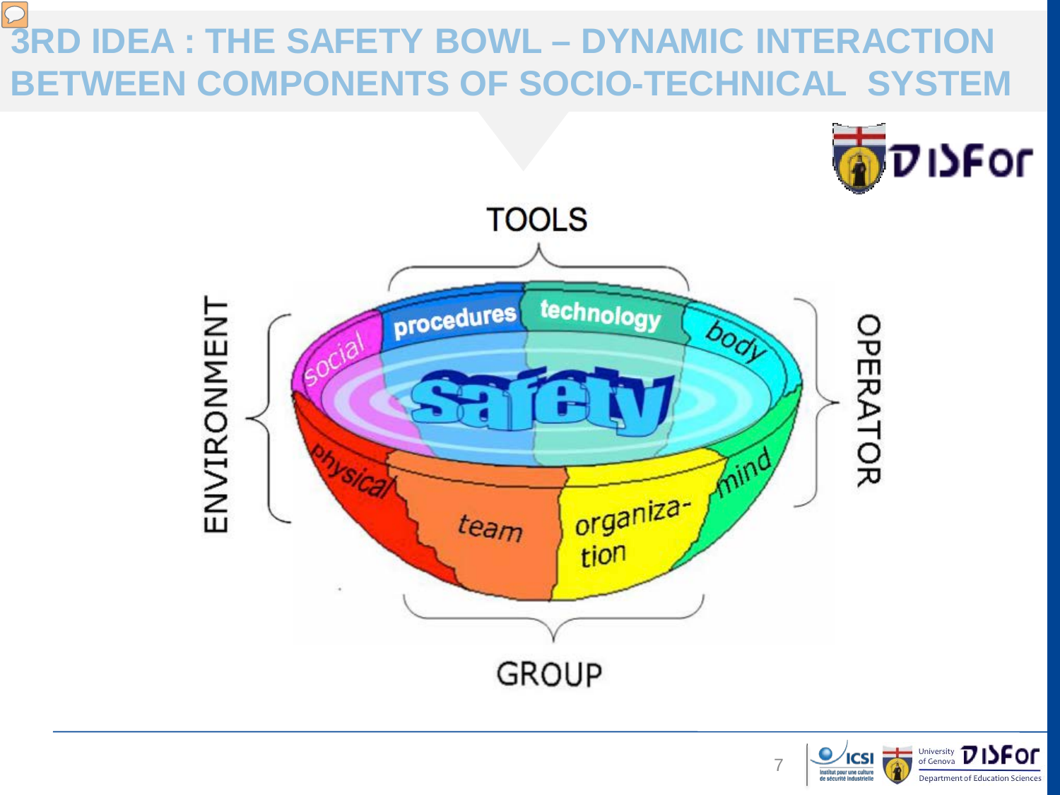# 3RD IDEA : THE SAFETY BOWL – DYNAMIC INTERACTION BETWEEN COMPONENTS OF SOCIO-TECHNICAL SYSTEM

TOOLS

procedures technology

ENVIRONMENT

social physical

OPERATOR

body mind

safety

team organiza-tion

GROUP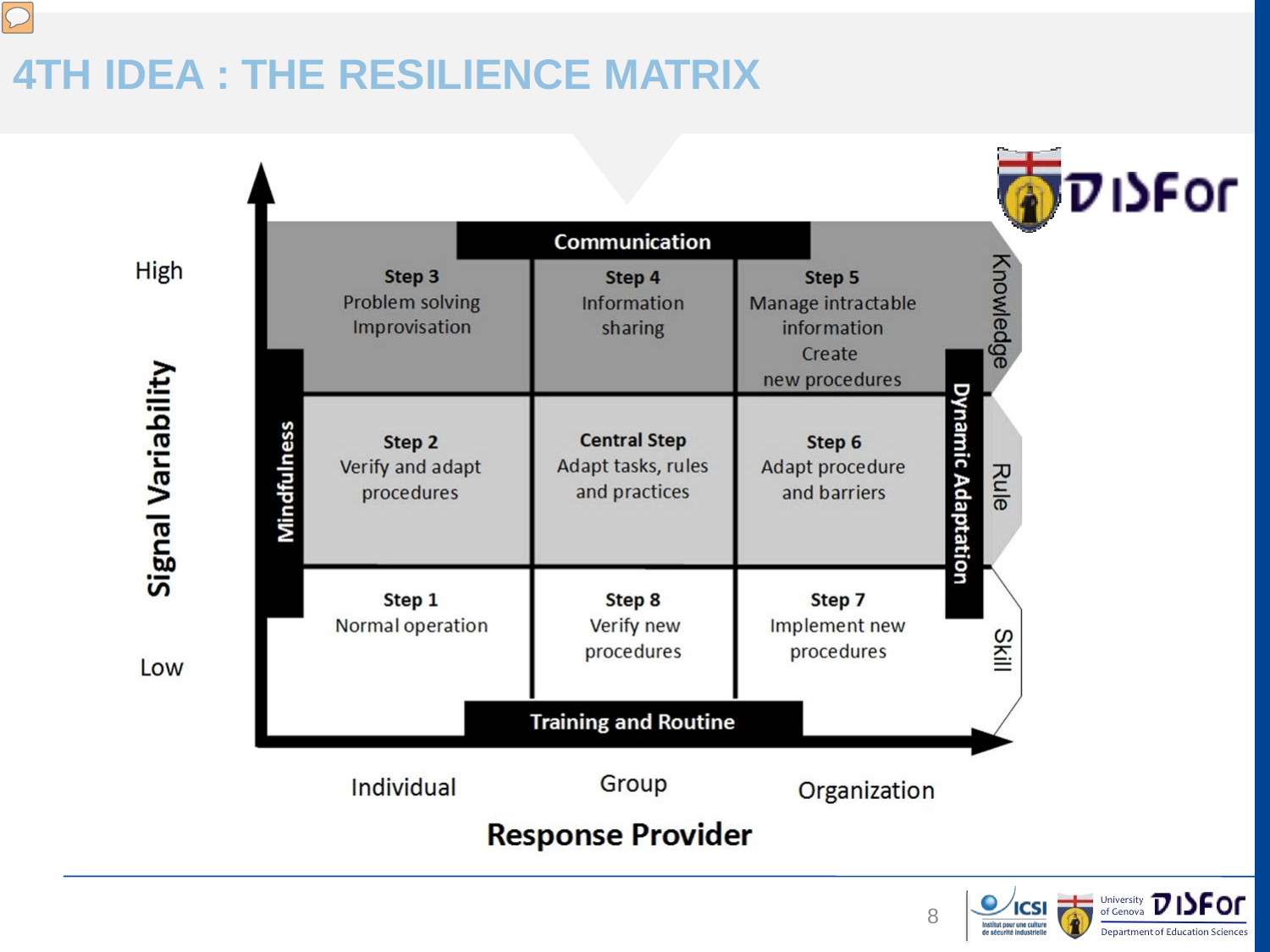# 4TH IDEA : THE RESILIENCE MATRIX

| Signal Variability | Individual | Group | Organization | |
|---|---|---|---|---|
| High | **Step 3** Problem solving Improvisation | **Step 4** Information sharing | **Step 5** Manage intractable information Create new procedures | Knowledge |
| | **Step 2** Verify and adapt procedures | **Central Step** Adapt tasks, rules and practices | **Step 6** Adapt procedure and barriers | Rule |
| Low | **Step 1** Normal operation | **Step 8** Verify new procedures | **Step 7** Implement new procedures | Skill |

Communication

Training and Routine

Mindfulness

Dynamic Adaptation

**Response Provider**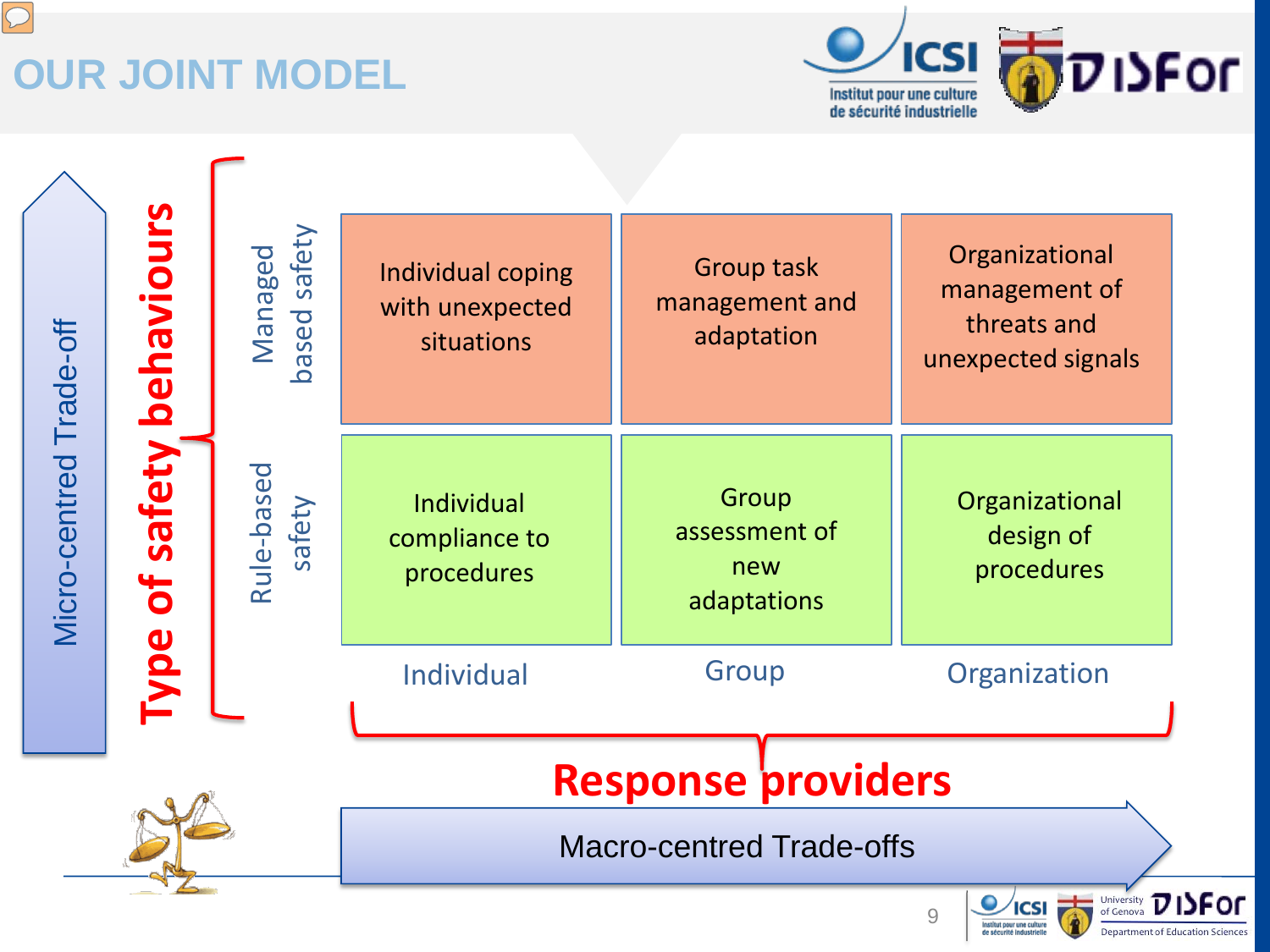# OUR JOINT MODEL

| Type of safety behaviours | Individual | Group | Organization |
|---|---|---|---|
| Managed based safety | Individual coping with unexpected situations | Group task management and adaptation | Organizational management of threats and unexpected signals |
| Rule-based safety | Individual compliance to procedures | Group assessment of new adaptations | Organizational design of procedures |

Micro-centred Trade-off

**Response providers**

Macro-centred Trade-offs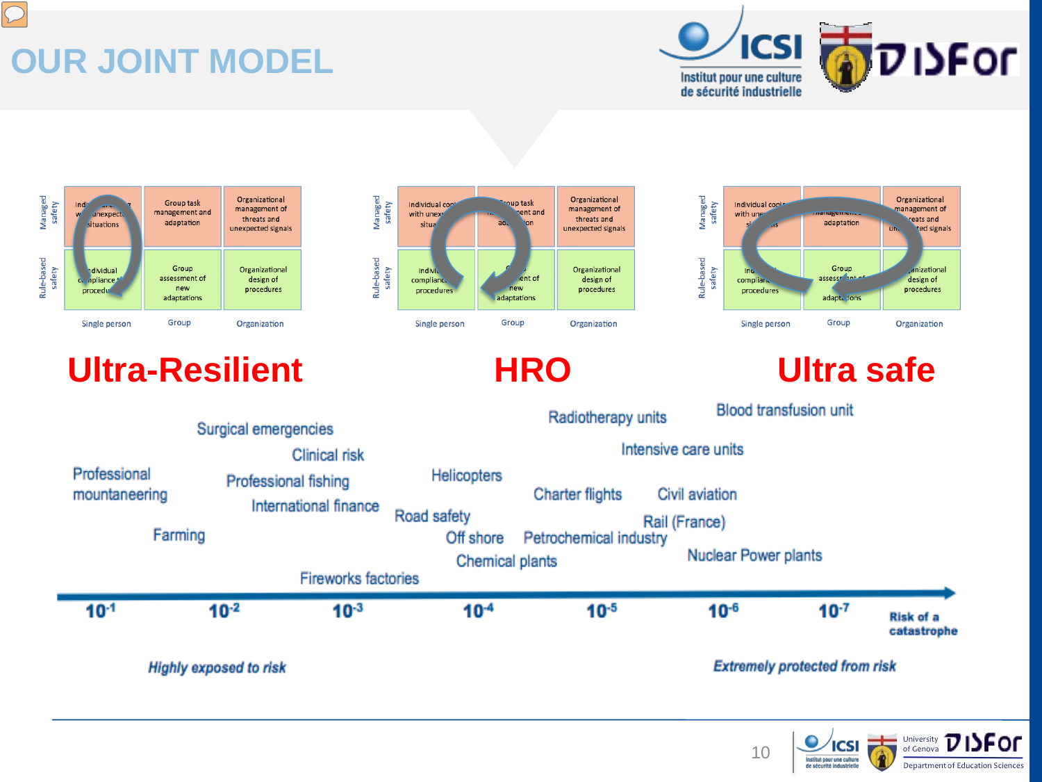# OUR JOINT MODEL

Institut pour une culture de sécurité industrielle

| | Single person | Group | Organization |
|---|---|---|---|
| Managed safety | Individual coping with unexpected situations | Group task management and adaptation | Organizational management of threats and unexpected signals |
| Rule-based safety | Individual compliance to procedures | Group assessment of new adaptations | Organizational design of procedures |

**Ultra-Resilient** — **HRO** — **Ultra safe**

Professional mountaineering, Farming, Surgical emergencies, Clinical risk, Professional fishing, International finance, Fireworks factories, Helicopters, Road safety, Off shore, Chemical plants, Radiotherapy units, Charter flights, Petrochemical industry, Intensive care units, Blood transfusion unit, Civil aviation, Rail (France), Nuclear Power plants

Risk of a catastrophe: $10^{-1}$, $10^{-2}$, $10^{-3}$, $10^{-4}$, $10^{-5}$, $10^{-6}$, $10^{-7}$

*Highly exposed to risk* — *Extremely protected from risk*

University of Genova, Department of Education Sciences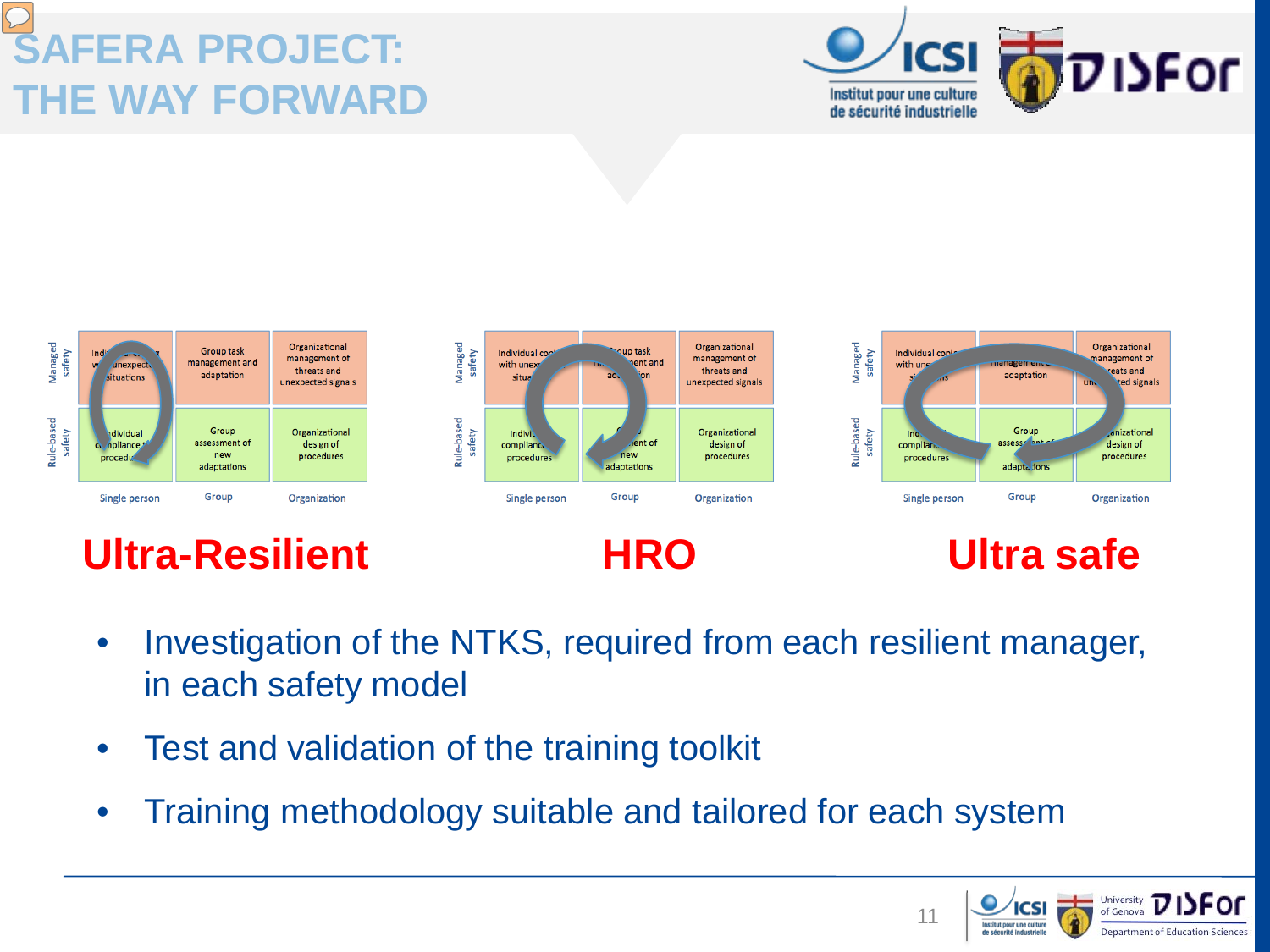# SAFERA PROJECT: THE WAY FORWARD

**Ultra-Resilient** | **HRO** | **Ultra safe**

- Investigation of the NTKS, required from each resilient manager, in each safety model
- Test and validation of the training toolkit
- Training methodology suitable and tailored for each system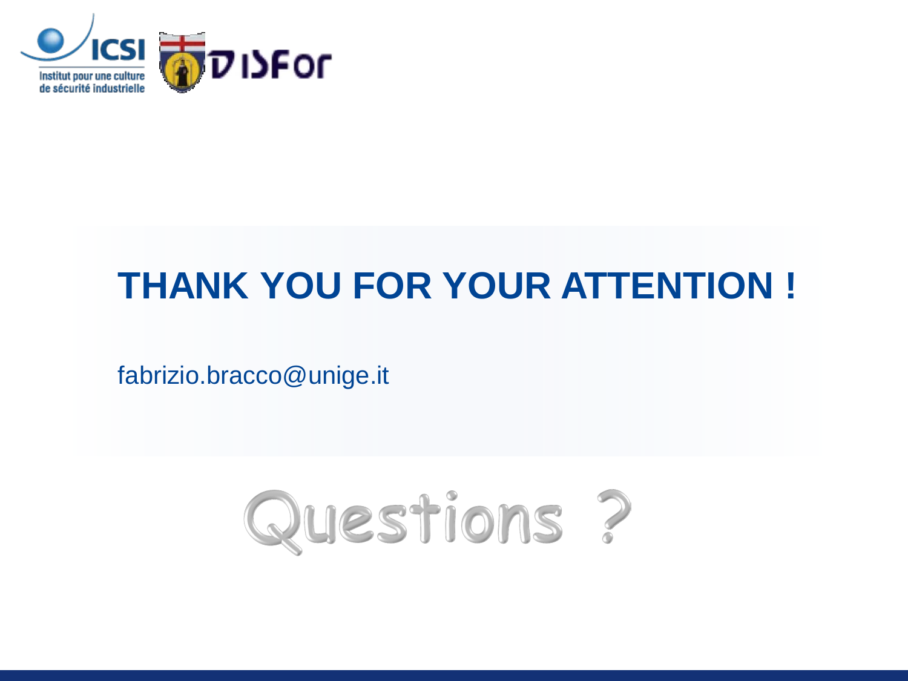ICSI
Institut pour une culture de sécurité industrielle

DISFor

# THANK YOU FOR YOUR ATTENTION !

fabrizio.bracco@unige.it

Questions ?